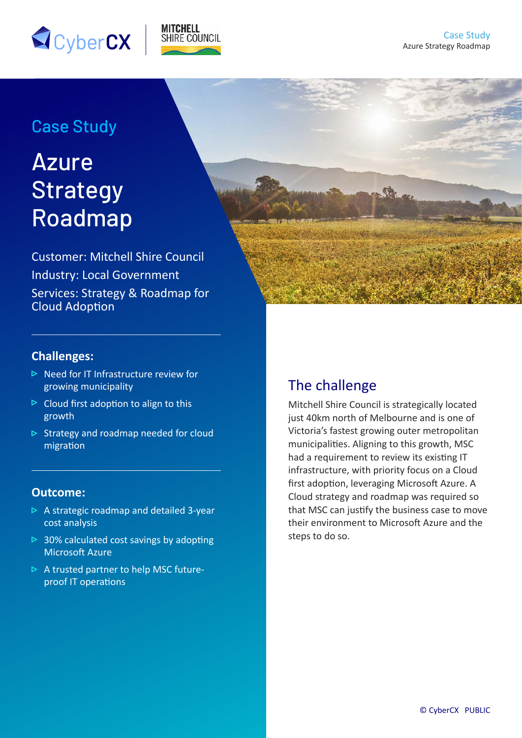# Case Study

## Azure Strategy Roadmap

Customer: Mitchell Shire Council

Industry: Local Government

Services: Strategy & Roadmap for Cloud Adoption

### Challenges:

- Need for IT Infrastructure review for growing municipality
- Cloud first adoption to align to this growth
- Strategy and roadmap needed for cloud migration

### Outcome:

- A strategic roadmap and detailed 3-year cost analysis
- 30% calculated cost savings by adopting Microsoft Azure
- A trusted partner to help MSC future-proof IT operations

## The challenge

Mitchell Shire Council is strategically located just 40km north of Melbourne and is one of Victoria's fastest growing outer metropolitan municipalities. Aligning to this growth, MSC had a requirement to review its existing IT infrastructure, with priority focus on a Cloud first adoption, leveraging Microsoft Azure. A Cloud strategy and roadmap was required so that MSC can justify the business case to move their environment to Microsoft Azure and the steps to do so.

© CyberCX PUBLIC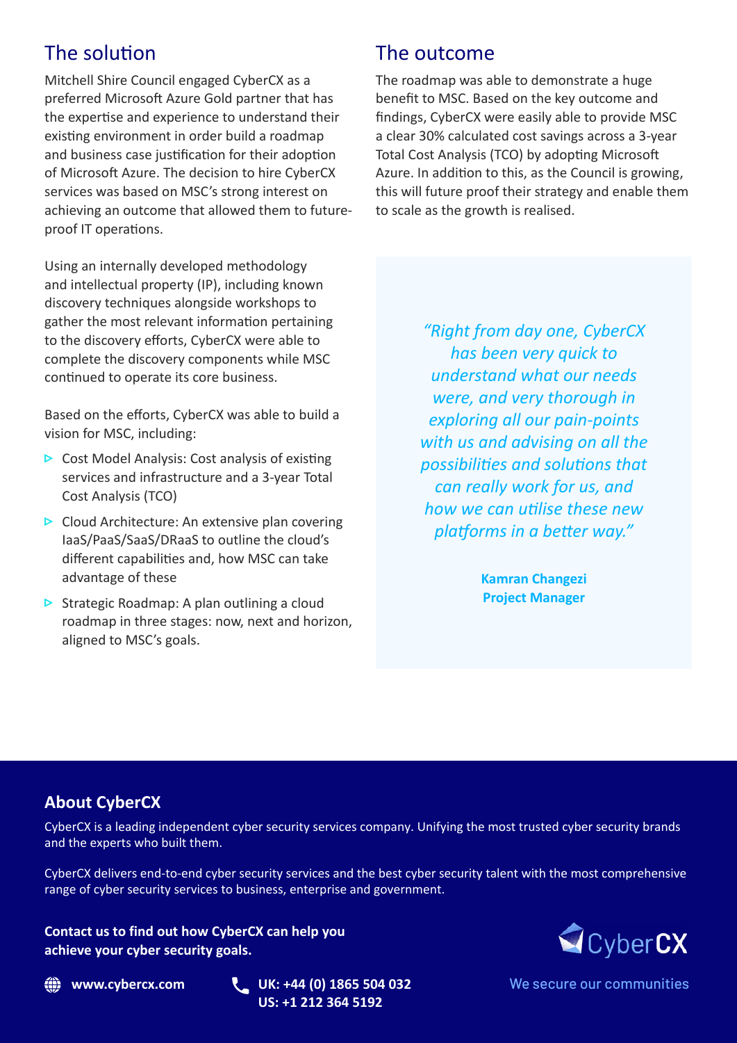## The solution

Mitchell Shire Council engaged CyberCX as a preferred Microsoft Azure Gold partner that has the expertise and experience to understand their existing environment in order build a roadmap and business case justification for their adoption of Microsoft Azure. The decision to hire CyberCX services was based on MSC's strong interest on achieving an outcome that allowed them to future-proof IT operations.

Using an internally developed methodology and intellectual property (IP), including known discovery techniques alongside workshops to gather the most relevant information pertaining to the discovery efforts, CyberCX were able to complete the discovery components while MSC continued to operate its core business.

Based on the efforts, CyberCX was able to build a vision for MSC, including:

- Cost Model Analysis: Cost analysis of existing services and infrastructure and a 3-year Total Cost Analysis (TCO)
- Cloud Architecture: An extensive plan covering IaaS/PaaS/SaaS/DRaaS to outline the cloud's different capabilities and, how MSC can take advantage of these
- Strategic Roadmap: A plan outlining a cloud roadmap in three stages: now, next and horizon, aligned to MSC's goals.

## The outcome

The roadmap was able to demonstrate a huge benefit to MSC. Based on the key outcome and findings, CyberCX were easily able to provide MSC a clear 30% calculated cost savings across a 3-year Total Cost Analysis (TCO) by adopting Microsoft Azure. In addition to this, as the Council is growing, this will future proof their strategy and enable them to scale as the growth is realised.

> *"Right from day one, CyberCX has been very quick to understand what our needs were, and very thorough in exploring all our pain-points with us and advising on all the possibilities and solutions that can really work for us, and how we can utilise these new platforms in a better way."*
>
> **Kamran Changezi**
> **Project Manager**

## About CyberCX

CyberCX is a leading independent cyber security services company. Unifying the most trusted cyber security brands and the experts who built them.

CyberCX delivers end-to-end cyber security services and the best cyber security talent with the most comprehensive range of cyber security services to business, enterprise and government.

**Contact us to find out how CyberCX can help you achieve your cyber security goals.**

**www.cybercx.com**

**UK: +44 (0) 1865 504 032**
**US: +1 212 364 5192**

CyberCX

We secure our communities